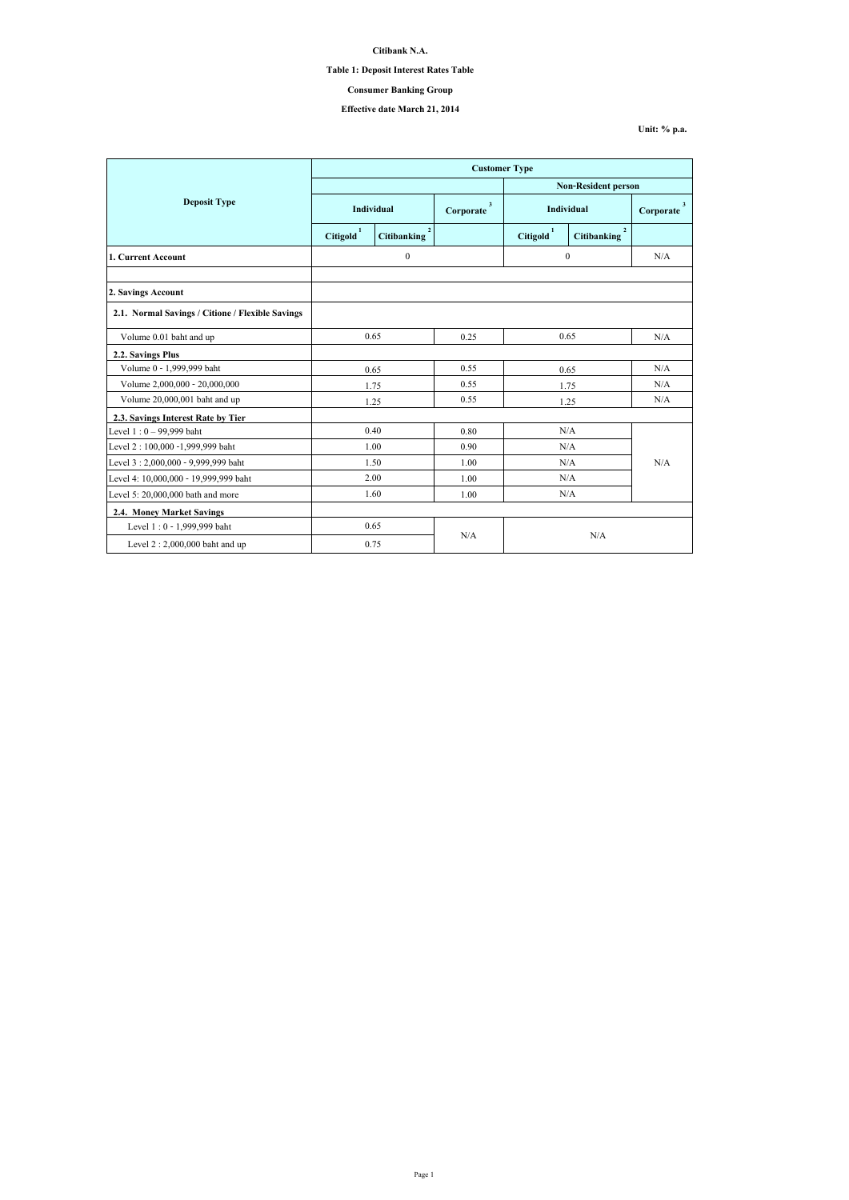**Citibank N.A.**

**Table 1: Deposit Interest Rates Table**

**Consumer Banking Group**

**Effective date March 21, 2014**

**Unit: % p.a.**

| Deposit Type | Customer Type | | | | | |
|---|---|---|---|---|---|---|
| | | | | Non-Resident person | | |
| | Individual | | Corporate [3] | Individual | | Corporate [3] |
| | Citigold [1] | Citibanking [2] | | Citigold [1] | Citibanking [2] | |
| **1. Current Account** | 0 | | | 0 | | N/A |
| | | | | | | |
| **2. Savings Account** | | | | | | |
| **2.1. Normal Savings / Citione / Flexible Savings** | | | | | | |
| Volume 0.01 baht and up | 0.65 | | 0.25 | 0.65 | | N/A |
| **2.2. Savings Plus** | | | | | | |
| Volume 0 - 1,999,999 baht | 0.65 | | 0.55 | 0.65 | | N/A |
| Volume 2,000,000 - 20,000,000 | 1.75 | | 0.55 | 1.75 | | N/A |
| Volume 20,000,001 baht and up | 1.25 | | 0.55 | 1.25 | | N/A |
| **2.3. Savings Interest Rate by Tier** | | | | | | |
| Level 1 : 0 – 99,999 baht | 0.40 | | 0.80 | N/A | | N/A |
| Level 2 : 100,000 -1,999,999 baht | 1.00 | | 0.90 | N/A | | |
| Level 3 : 2,000,000 - 9,999,999 baht | 1.50 | | 1.00 | N/A | | |
| Level 4: 10,000,000 - 19,999,999 baht | 2.00 | | 1.00 | N/A | | |
| Level 5: 20,000,000 bath and more | 1.60 | | 1.00 | N/A | | |
| **2.4. Money Market Savings** | | | | | | |
| Level 1 : 0 - 1,999,999 baht | 0.65 | | N/A | N/A | | |
| Level 2 : 2,000,000 baht and up | 0.75 | | | | | |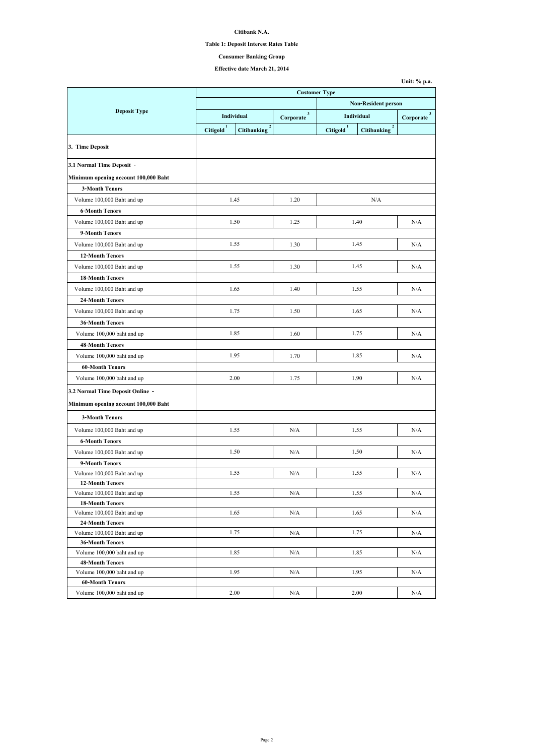**Citibank N.A.**

**Table 1: Deposit Interest Rates Table**

**Consumer Banking Group**

**Effective date March 21, 2014**

**Unit: % p.a.**

| Deposit Type | Customer Type | | | | | |
|---|---|---|---|---|---|---|
| | | | | Non-Resident person | | |
| | Individual | | Corporate [3] | Individual | | Corporate [3] |
| | Citigold [1] | Citibanking [2] | | Citigold [1] | Citibanking [2] | |
| **3. Time Deposit** | | | | | | |
| **3.1 Normal Time Deposit - Minimum opening account 100,000 Baht** | | | | | | |
| **3-Month Tenors** | | | | | | |
| Volume 100,000 Baht and up | 1.45 | | 1.20 | N/A | | |
| **6-Month Tenors** | | | | | | |
| Volume 100,000 Baht and up | 1.50 | | 1.25 | 1.40 | | N/A |
| **9-Month Tenors** | | | | | | |
| Volume 100,000 Baht and up | 1.55 | | 1.30 | 1.45 | | N/A |
| **12-Month Tenors** | | | | | | |
| Volume 100,000 Baht and up | 1.55 | | 1.30 | 1.45 | | N/A |
| **18-Month Tenors** | | | | | | |
| Volume 100,000 Baht and up | 1.65 | | 1.40 | 1.55 | | N/A |
| **24-Month Tenors** | | | | | | |
| Volume 100,000 Baht and up | 1.75 | | 1.50 | 1.65 | | N/A |
| **36-Month Tenors** | | | | | | |
| Volume 100,000 baht and up | 1.85 | | 1.60 | 1.75 | | N/A |
| **48-Month Tenors** | | | | | | |
| Volume 100,000 baht and up | 1.95 | | 1.70 | 1.85 | | N/A |
| **60-Month Tenors** | | | | | | |
| Volume 100,000 baht and up | 2.00 | | 1.75 | 1.90 | | N/A |
| **3.2 Normal Time Deposit Online - Minimum opening account 100,000 Baht** | | | | | | |
| **3-Month Tenors** | | | | | | |
| Volume 100,000 Baht and up | 1.55 | | N/A | 1.55 | | N/A |
| **6-Month Tenors** | | | | | | |
| Volume 100,000 Baht and up | 1.50 | | N/A | 1.50 | | N/A |
| **9-Month Tenors** | | | | | | |
| Volume 100,000 Baht and up | 1.55 | | N/A | 1.55 | | N/A |
| **12-Month Tenors** | | | | | | |
| Volume 100,000 Baht and up | 1.55 | | N/A | 1.55 | | N/A |
| **18-Month Tenors** | | | | | | |
| Volume 100,000 Baht and up | 1.65 | | N/A | 1.65 | | N/A |
| **24-Month Tenors** | | | | | | |
| Volume 100,000 Baht and up | 1.75 | | N/A | 1.75 | | N/A |
| **36-Month Tenors** | | | | | | |
| Volume 100,000 baht and up | 1.85 | | N/A | 1.85 | | N/A |
| **48-Month Tenors** | | | | | | |
| Volume 100,000 baht and up | 1.95 | | N/A | 1.95 | | N/A |
| **60-Month Tenors** | | | | | | |
| Volume 100,000 baht and up | 2.00 | | N/A | 2.00 | | N/A |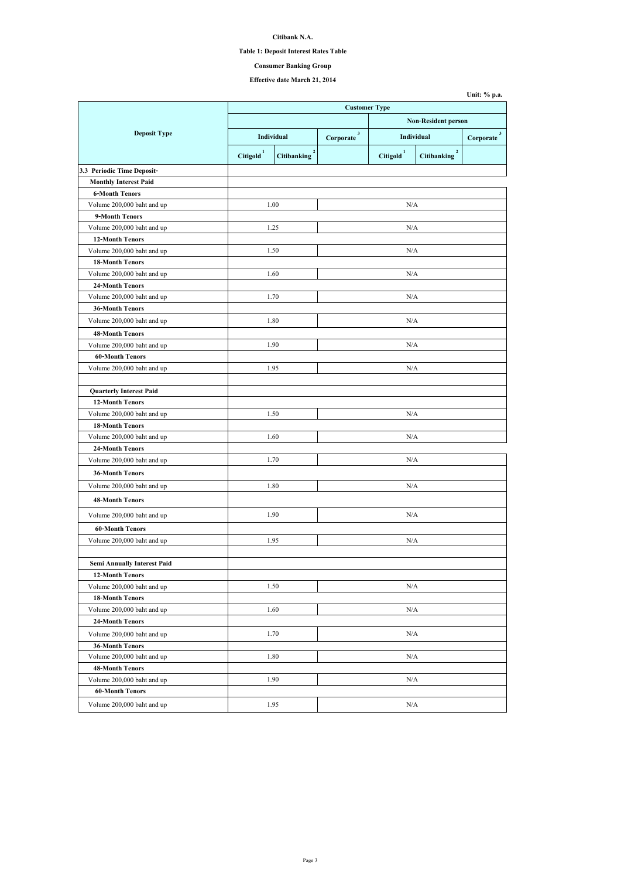**Citibank N.A.**

**Table 1: Deposit Interest Rates Table**

**Consumer Banking Group**

**Effective date March 21, 2014**

**Unit: % p.a.**

| Deposit Type | Customer Type | | | | | |
|---|---|---|---|---|---|---|
| | | | | Non-Resident person | | |
| | Individual | | Corporate [3] | Individual | | Corporate [3] |
| | Citigold [1] | Citibanking [2] | | Citigold [1] | Citibanking [2] | |
| **3.3 Periodic Time Deposit-** | | | | | | |
| **Monthly Interest Paid** | | | | | | |
| **6-Month Tenors** | | | | | | |
| Volume 200,000 baht and up | 1.00 | | N/A | | | |
| **9-Month Tenors** | | | | | | |
| Volume 200,000 baht and up | 1.25 | | N/A | | | |
| **12-Month Tenors** | | | | | | |
| Volume 200,000 baht and up | 1.50 | | N/A | | | |
| **18-Month Tenors** | | | | | | |
| Volume 200,000 baht and up | 1.60 | | N/A | | | |
| **24-Month Tenors** | | | | | | |
| Volume 200,000 baht and up | 1.70 | | N/A | | | |
| **36-Month Tenors** | | | | | | |
| Volume 200,000 baht and up | 1.80 | | N/A | | | |
| **48-Month Tenors** | | | | | | |
| Volume 200,000 baht and up | 1.90 | | N/A | | | |
| **60-Month Tenors** | | | | | | |
| Volume 200,000 baht and up | 1.95 | | N/A | | | |
| | | | | | | |
| **Quarterly Interest Paid** | | | | | | |
| **12-Month Tenors** | | | | | | |
| Volume 200,000 baht and up | 1.50 | | N/A | | | |
| **18-Month Tenors** | | | | | | |
| Volume 200,000 baht and up | 1.60 | | N/A | | | |
| **24-Month Tenors** | | | | | | |
| Volume 200,000 baht and up | 1.70 | | N/A | | | |
| **36-Month Tenors** | | | | | | |
| Volume 200,000 baht and up | 1.80 | | N/A | | | |
| **48-Month Tenors** | | | | | | |
| Volume 200,000 baht and up | 1.90 | | N/A | | | |
| **60-Month Tenors** | | | | | | |
| Volume 200,000 baht and up | 1.95 | | N/A | | | |
| | | | | | | |
| **Semi Annually Interest Paid** | | | | | | |
| **12-Month Tenors** | | | | | | |
| Volume 200,000 baht and up | 1.50 | | N/A | | | |
| **18-Month Tenors** | | | | | | |
| Volume 200,000 baht and up | 1.60 | | N/A | | | |
| **24-Month Tenors** | | | | | | |
| Volume 200,000 baht and up | 1.70 | | N/A | | | |
| **36-Month Tenors** | | | | | | |
| Volume 200,000 baht and up | 1.80 | | N/A | | | |
| **48-Month Tenors** | | | | | | |
| Volume 200,000 baht and up | 1.90 | | N/A | | | |
| **60-Month Tenors** | | | | | | |
| Volume 200,000 baht and up | 1.95 | | N/A | | | |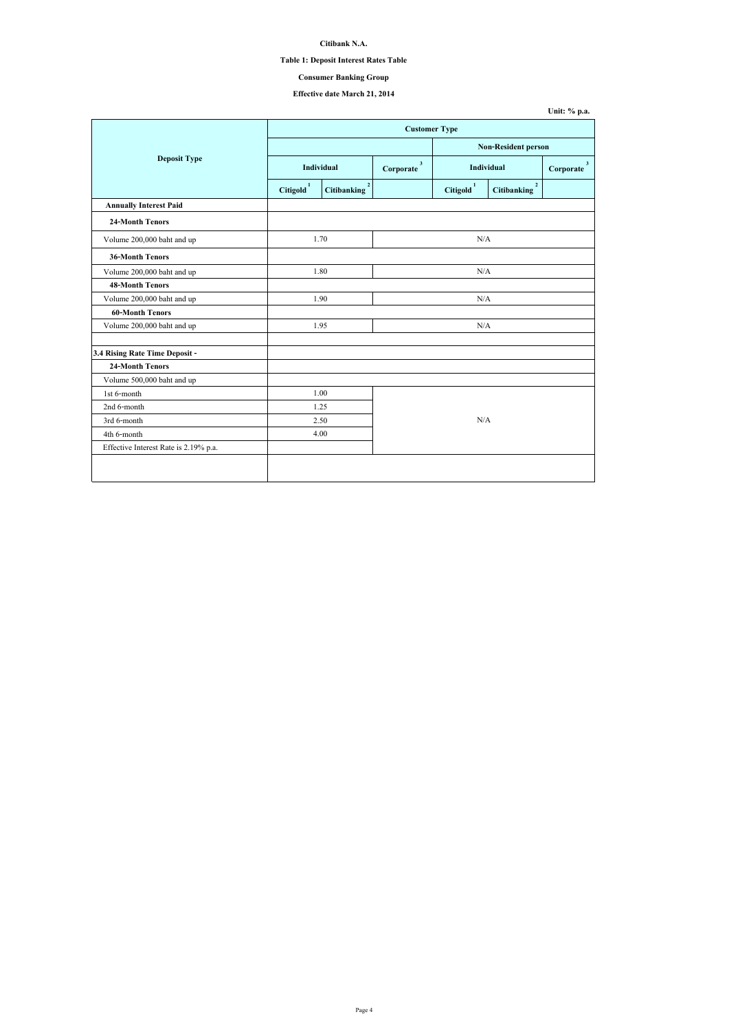**Citibank N.A.**

**Table 1: Deposit Interest Rates Table**

**Consumer Banking Group**

**Effective date March 21, 2014**

**Unit: % p.a.**

| Deposit Type | Customer Type | | | | | |
|---|---|---|---|---|---|---|
| | | | | Non-Resident person | | |
| | Individual | | Corporate [3] | Individual | | Corporate [3] |
| | Citigold [1] | Citibanking [2] | | Citigold [1] | Citibanking [2] | |
| **Annually Interest Paid** | | | | | | |
| **24-Month Tenors** | | | | | | |
| Volume 200,000 baht and up | 1.70 | | N/A | | | |
| **36-Month Tenors** | | | | | | |
| Volume 200,000 baht and up | 1.80 | | N/A | | | |
| **48-Month Tenors** | | | | | | |
| Volume 200,000 baht and up | 1.90 | | N/A | | | |
| **60-Month Tenors** | | | | | | |
| Volume 200,000 baht and up | 1.95 | | N/A | | | |
| | | | | | | |
| **3.4 Rising Rate Time Deposit -** | | | | | | |
| **24-Month Tenors** | | | | | | |
| Volume 500,000 baht and up | | | | | | |
| 1st 6-month | 1.00 | | N/A | | | |
| 2nd 6-month | 1.25 | | | | | |
| 3rd 6-month | 2.50 | | | | | |
| 4th 6-month | 4.00 | | | | | |
| Effective Interest Rate is 2.19% p.a. | | | | | | |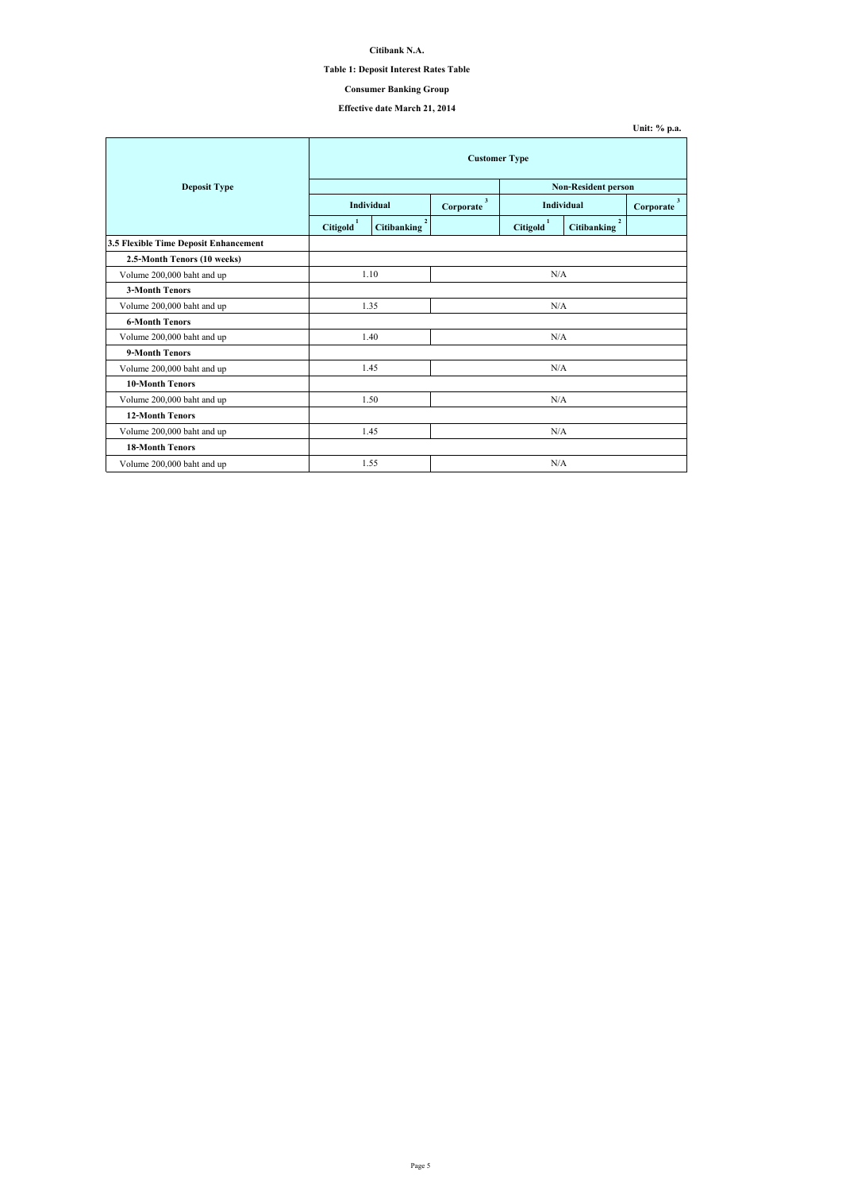**Citibank N.A.**

**Table 1: Deposit Interest Rates Table**

**Consumer Banking Group**

**Effective date March 21, 2014**

**Unit: % p.a.**

| Deposit Type | Customer Type | | | | | |
|---|---|---|---|---|---|---|
| | | | | Non-Resident person | | |
| | Individual | | Corporate [3] | Individual | | Corporate [3] |
| | Citigold [1] | Citibanking [2] | | Citigold [1] | Citibanking [2] | |
| **3.5 Flexible Time Deposit Enhancement** | | | | | | |
| **2.5-Month Tenors (10 weeks)** | | | | | | |
| Volume 200,000 baht and up | 1.10 | | N/A | | | |
| **3-Month Tenors** | | | | | | |
| Volume 200,000 baht and up | 1.35 | | N/A | | | |
| **6-Month Tenors** | | | | | | |
| Volume 200,000 baht and up | 1.40 | | N/A | | | |
| **9-Month Tenors** | | | | | | |
| Volume 200,000 baht and up | 1.45 | | N/A | | | |
| **10-Month Tenors** | | | | | | |
| Volume 200,000 baht and up | 1.50 | | N/A | | | |
| **12-Month Tenors** | | | | | | |
| Volume 200,000 baht and up | 1.45 | | N/A | | | |
| **18-Month Tenors** | | | | | | |
| Volume 200,000 baht and up | 1.55 | | N/A | | | |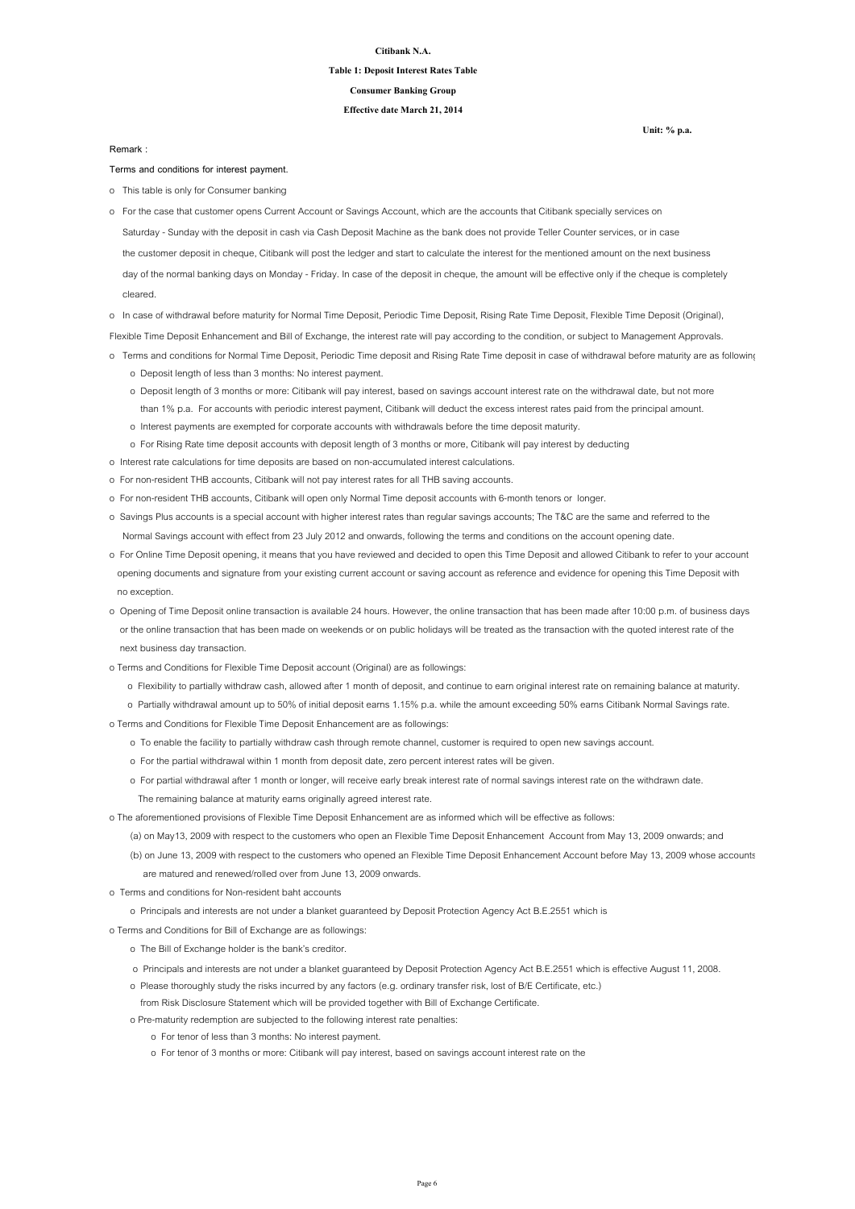**Citibank N.A.**

**Table 1: Deposit Interest Rates Table**

**Consumer Banking Group**

**Effective date March 21, 2014**

**Unit: % p.a.**

Remark :

Terms and conditions for interest payment.

- o This table is only for Consumer banking
- o For the case that customer opens Current Account or Savings Account, which are the accounts that Citibank specially services on Saturday - Sunday with the deposit in cash via Cash Deposit Machine as the bank does not provide Teller Counter services, or in case the customer deposit in cheque, Citibank will post the ledger and start to calculate the interest for the mentioned amount on the next business day of the normal banking days on Monday - Friday. In case of the deposit in cheque, the amount will be effective only if the cheque is completely cleared.
- o In case of withdrawal before maturity for Normal Time Deposit, Periodic Time Deposit, Rising Rate Time Deposit, Flexible Time Deposit (Original), Flexible Time Deposit Enhancement and Bill of Exchange, the interest rate will pay according to the condition, or subject to Management Approvals.
- o Terms and conditions for Normal Time Deposit, Periodic Time deposit and Rising Rate Time deposit in case of withdrawal before maturity are as following
  - o Deposit length of less than 3 months: No interest payment.
  - o Deposit length of 3 months or more: Citibank will pay interest, based on savings account interest rate on the withdrawal date, but not more than 1% p.a. For accounts with periodic interest payment, Citibank will deduct the excess interest rates paid from the principal amount.
  - o Interest payments are exempted for corporate accounts with withdrawals before the time deposit maturity.
  - o For Rising Rate time deposit accounts with deposit length of 3 months or more, Citibank will pay interest by deducting
- o Interest rate calculations for time deposits are based on non-accumulated interest calculations.
- o For non-resident THB accounts, Citibank will not pay interest rates for all THB saving accounts.
- o For non-resident THB accounts, Citibank will open only Normal Time deposit accounts with 6-month tenors or longer.
- o Savings Plus accounts is a special account with higher interest rates than regular savings accounts; The T&C are the same and referred to the Normal Savings account with effect from 23 July 2012 and onwards, following the terms and conditions on the account opening date.
- o For Online Time Deposit opening, it means that you have reviewed and decided to open this Time Deposit and allowed Citibank to refer to your account opening documents and signature from your existing current account or saving account as reference and evidence for opening this Time Deposit with no exception.
- o Opening of Time Deposit online transaction is available 24 hours. However, the online transaction that has been made after 10:00 p.m. of business days or the online transaction that has been made on weekends or on public holidays will be treated as the transaction with the quoted interest rate of the next business day transaction.
- o Terms and Conditions for Flexible Time Deposit account (Original) are as followings:
  - o Flexibility to partially withdraw cash, allowed after 1 month of deposit, and continue to earn original interest rate on remaining balance at maturity.
  - o Partially withdrawal amount up to 50% of initial deposit earns 1.15% p.a. while the amount exceeding 50% earns Citibank Normal Savings rate.
- o Terms and Conditions for Flexible Time Deposit Enhancement are as followings:
  - o To enable the facility to partially withdraw cash through remote channel, customer is required to open new savings account.
  - o For the partial withdrawal within 1 month from deposit date, zero percent interest rates will be given.
  - o For partial withdrawal after 1 month or longer, will receive early break interest rate of normal savings interest rate on the withdrawn date. The remaining balance at maturity earns originally agreed interest rate.
- o The aforementioned provisions of Flexible Time Deposit Enhancement are as informed which will be effective as follows:
  - (a) on May13, 2009 with respect to the customers who open an Flexible Time Deposit Enhancement Account from May 13, 2009 onwards; and
  - (b) on June 13, 2009 with respect to the customers who opened an Flexible Time Deposit Enhancement Account before May 13, 2009 whose accounts are matured and renewed/rolled over from June 13, 2009 onwards.
- o Terms and conditions for Non-resident baht accounts
  - o Principals and interests are not under a blanket guaranteed by Deposit Protection Agency Act B.E.2551 which is
- o Terms and Conditions for Bill of Exchange are as followings:
  - o The Bill of Exchange holder is the bank's creditor.
  - o Principals and interests are not under a blanket guaranteed by Deposit Protection Agency Act B.E.2551 which is effective August 11, 2008.
  - o Please thoroughly study the risks incurred by any factors (e.g. ordinary transfer risk, lost of B/E Certificate, etc.) from Risk Disclosure Statement which will be provided together with Bill of Exchange Certificate.
  - o Pre-maturity redemption are subjected to the following interest rate penalties:
    - o For tenor of less than 3 months: No interest payment.
    - o For tenor of 3 months or more: Citibank will pay interest, based on savings account interest rate on the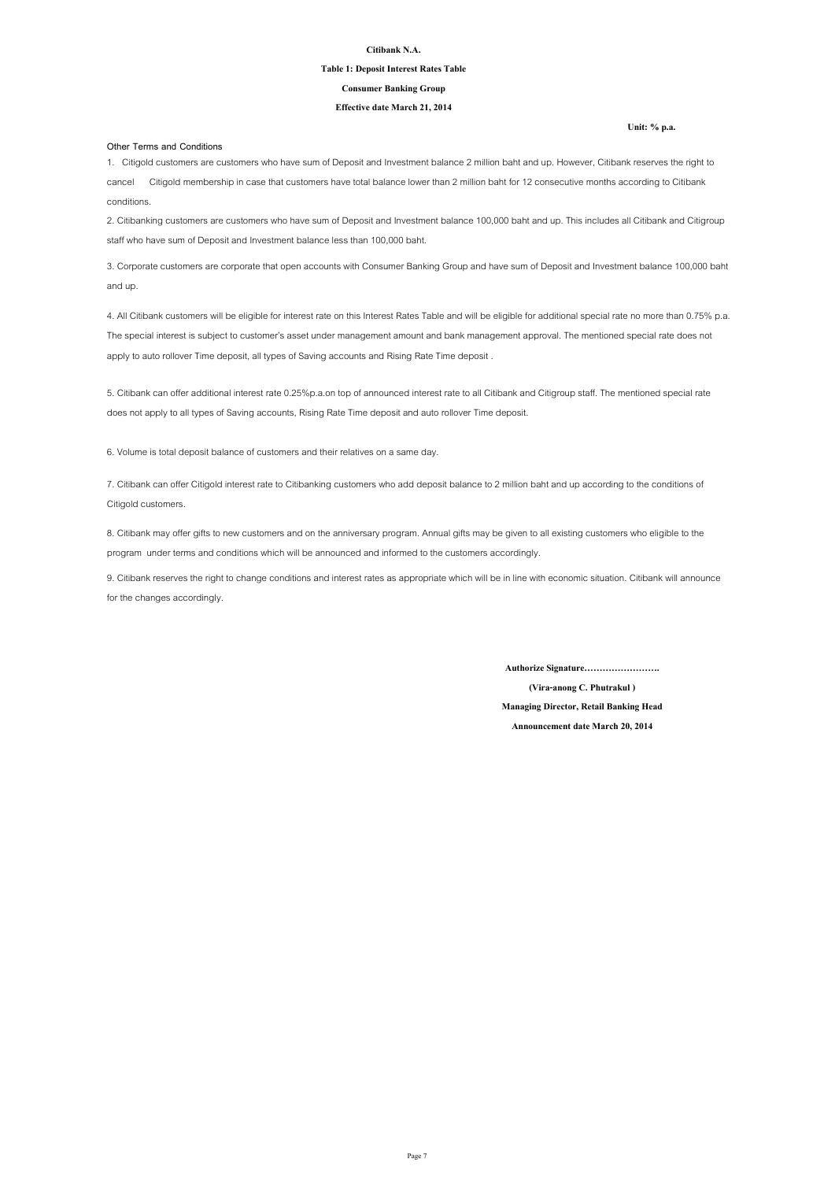**Citibank N.A.**

**Table 1: Deposit Interest Rates Table**

**Consumer Banking Group**

**Effective date March 21, 2014**

**Unit: % p.a.**

**Other Terms and Conditions**

1. Citigold customers are customers who have sum of Deposit and Investment balance 2 million baht and up. However, Citibank reserves the right to cancel Citigold membership in case that customers have total balance lower than 2 million baht for 12 consecutive months according to Citibank conditions.

2. Citibanking customers are customers who have sum of Deposit and Investment balance 100,000 baht and up. This includes all Citibank and Citigroup staff who have sum of Deposit and Investment balance less than 100,000 baht.

3. Corporate customers are corporate that open accounts with Consumer Banking Group and have sum of Deposit and Investment balance 100,000 baht and up.

4. All Citibank customers will be eligible for interest rate on this Interest Rates Table and will be eligible for additional special rate no more than 0.75% p.a. The special interest is subject to customer's asset under management amount and bank management approval. The mentioned special rate does not apply to auto rollover Time deposit, all types of Saving accounts and Rising Rate Time deposit .

5. Citibank can offer additional interest rate 0.25%p.a.on top of announced interest rate to all Citibank and Citigroup staff. The mentioned special rate does not apply to all types of Saving accounts, Rising Rate Time deposit and auto rollover Time deposit.

6. Volume is total deposit balance of customers and their relatives on a same day.

7. Citibank can offer Citigold interest rate to Citibanking customers who add deposit balance to 2 million baht and up according to the conditions of Citigold customers.

8. Citibank may offer gifts to new customers and on the anniversary program. Annual gifts may be given to all existing customers who eligible to the program under terms and conditions which will be announced and informed to the customers accordingly.

9. Citibank reserves the right to change conditions and interest rates as appropriate which will be in line with economic situation. Citibank will announce for the changes accordingly.

**Authorize Signature…………………….**

**(Vira-anong C. Phutrakul )**

**Managing Director, Retail Banking Head**

**Announcement date March 20, 2014**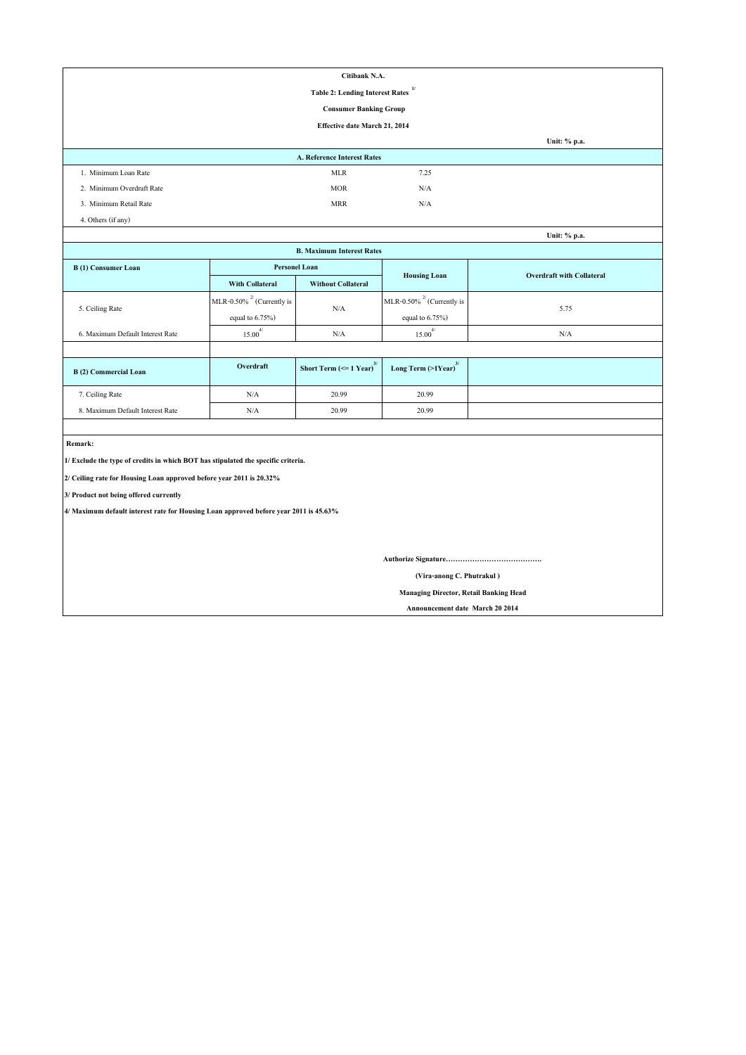**Citibank N.A.**

**Table 2: Lending Interest Rates [1/]**

**Consumer Banking Group**

**Effective date March 21, 2014**

**Unit: % p.a.**

| **A. Reference Interest Rates** | | |
|---|---|---|
| 1. Minimum Loan Rate | MLR | 7.25 |
| 2. Minimum Overdraft Rate | MOR | N/A |
| 3. Minimum Retail Rate | MRR | N/A |
| 4. Others (if any) | | |

**Unit: % p.a.**

**B. Maximum Interest Rates**

| **B (1) Consumer Loan** | **Personel Loan** | | **Housing Loan** | **Overdraft with Collateral** |
|---|---|---|---|---|
| | **With Collateral** | **Without Collateral** | | |
| 5. Ceiling Rate | MLR-0.50% [2/] (Currently is equal to 6.75%) | N/A | MLR-0.50% [2/] (Currently is equal to 6.75%) | 5.75 |
| 6. Maximum Default Interest Rate | 15.00 [4/] | N/A | 15.00 [4/] | N/A |

| **B (2) Commercial Loan** | **Overdraft** | **Short Term (<= 1 Year)** [3/] | **Long Term (>1Year)** [3/] | |
|---|---|---|---|---|
| 7. Ceiling Rate | N/A | 20.99 | 20.99 | |
| 8. Maximum Default Interest Rate | N/A | 20.99 | 20.99 | |

**Remark:**

**1/ Exclude the type of credits in which BOT has stipulated the specific criteria.**

**2/ Ceiling rate for Housing Loan approved before year 2011 is 20.32%**

**3/ Product not being offered currently**

**4/ Maximum default interest rate for Housing Loan approved before year 2011 is 45.63%**

**Authorize Signature………………………………….**

**(Vira-anong C. Phutrakul )**

**Managing Director, Retail Banking Head**

**Announcement date March 20 2014**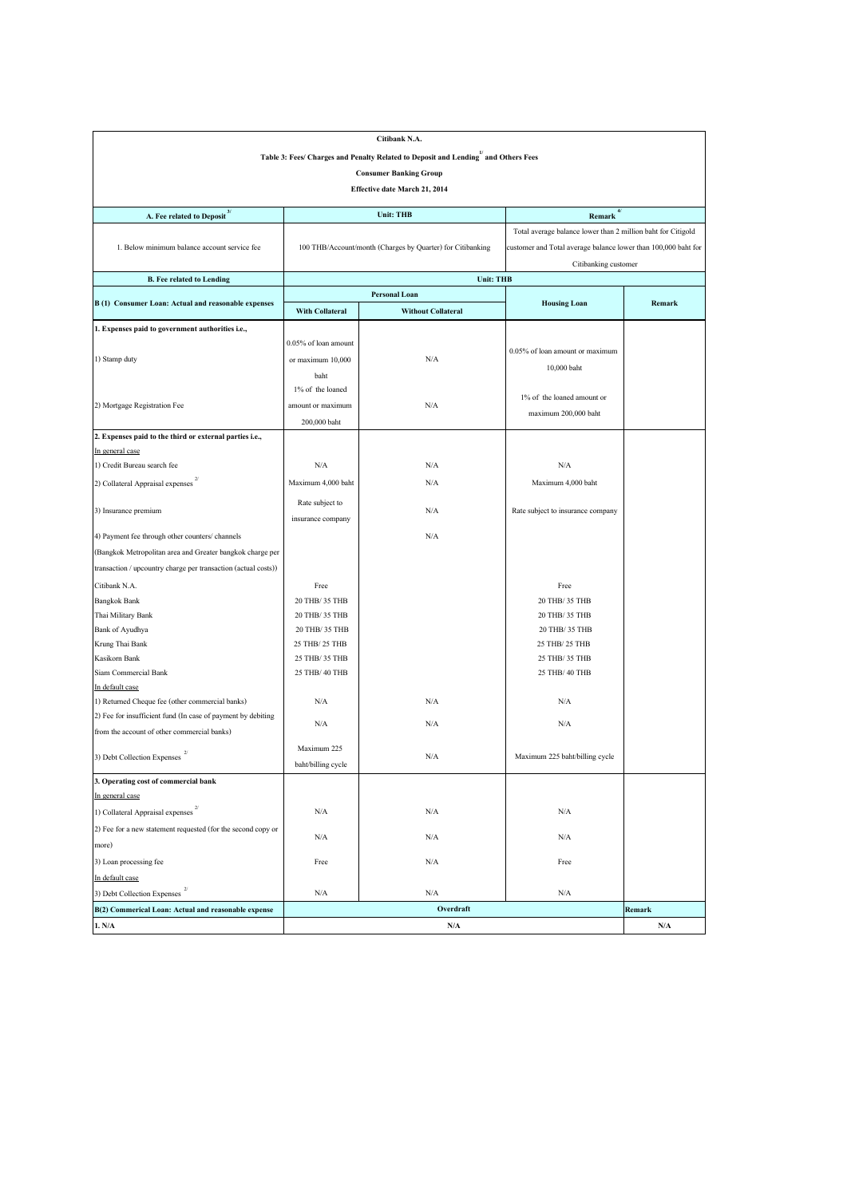**Citibank N.A.**

**Table 3: Fees/ Charges and Penalty Related to Deposit and Lending[1/] and Others Fees**

**Consumer Banking Group**

**Effective date March 21, 2014**

| **A. Fee related to Deposit[3/]** | **Unit: THB** | | **Remark[4/]** | |
|---|---|---|---|---|
| 1. Below minimum balance account service fee | 100 THB/Account/month (Charges by Quarter) for Citibanking | | Total average balance lower than 2 million baht for Citigold customer and Total average balance lower than 100,000 baht for Citibanking customer | |
| **B. Fee related to Lending** | **Unit: THB** | | | |
| **B (1) Consumer Loan: Actual and reasonable expenses** | **Personal Loan** | | **Housing Loan** | **Remark** |
| | **With Collateral** | **Without Collateral** | | |
| **1. Expenses paid to government authorities i.e.,** | | | | |
| 1) Stamp duty | 0.05% of loan amount or maximum 10,000 baht | N/A | 0.05% of loan amount or maximum 10,000 baht | |
| 2) Mortgage Registration Fee | 1% of the loaned amount or maximum 200,000 baht | N/A | 1% of the loaned amount or maximum 200,000 baht | |
| **2. Expenses paid to the third or external parties i.e.,** | | | | |
| In general case | | | | |
| 1) Credit Bureau search fee | N/A | N/A | N/A | |
| 2) Collateral Appraisal expenses[2/] | Maximum 4,000 baht | N/A | Maximum 4,000 baht | |
| 3) Insurance premium | Rate subject to insurance company | N/A | Rate subject to insurance company | |
| 4) Payment fee through other counters/ channels (Bangkok Metropolitan area and Greater bangkok charge per transaction / upcountry charge per transaction (actual costs)) | | N/A | | |
| Citibank N.A. | Free | | Free | |
| Bangkok Bank | 20 THB/ 35 THB | | 20 THB/ 35 THB | |
| Thai Military Bank | 20 THB/ 35 THB | | 20 THB/ 35 THB | |
| Bank of Ayudhya | 20 THB/ 35 THB | | 20 THB/ 35 THB | |
| Krung Thai Bank | 25 THB/ 25 THB | | 25 THB/ 25 THB | |
| Kasikorn Bank | 25 THB/ 35 THB | | 25 THB/ 35 THB | |
| Siam Commercial Bank | 25 THB/ 40 THB | | 25 THB/ 40 THB | |
| In default case | | | | |
| 1) Returned Cheque fee (other commercial banks) | N/A | N/A | N/A | |
| 2) Fee for insufficient fund (In case of payment by debiting from the account of other commercial banks) | N/A | N/A | N/A | |
| 3) Debt Collection Expenses[2/] | Maximum 225 baht/billing cycle | N/A | Maximum 225 baht/billing cycle | |
| **3. Operating cost of commercial bank** | | | | |
| In general case | | | | |
| 1) Collateral Appraisal expenses[2/] | N/A | N/A | N/A | |
| 2) Fee for a new statement requested (for the second copy or more) | N/A | N/A | N/A | |
| 3) Loan processing fee | Free | N/A | Free | |
| In default case | | | | |
| 3) Debt Collection Expenses[2/] | N/A | N/A | N/A | |
| **B(2) Commerical Loan: Actual and reasonable expense** | **Overdraft** | | | **Remark** |
| **1. N/A** | **N/A** | | | **N/A** |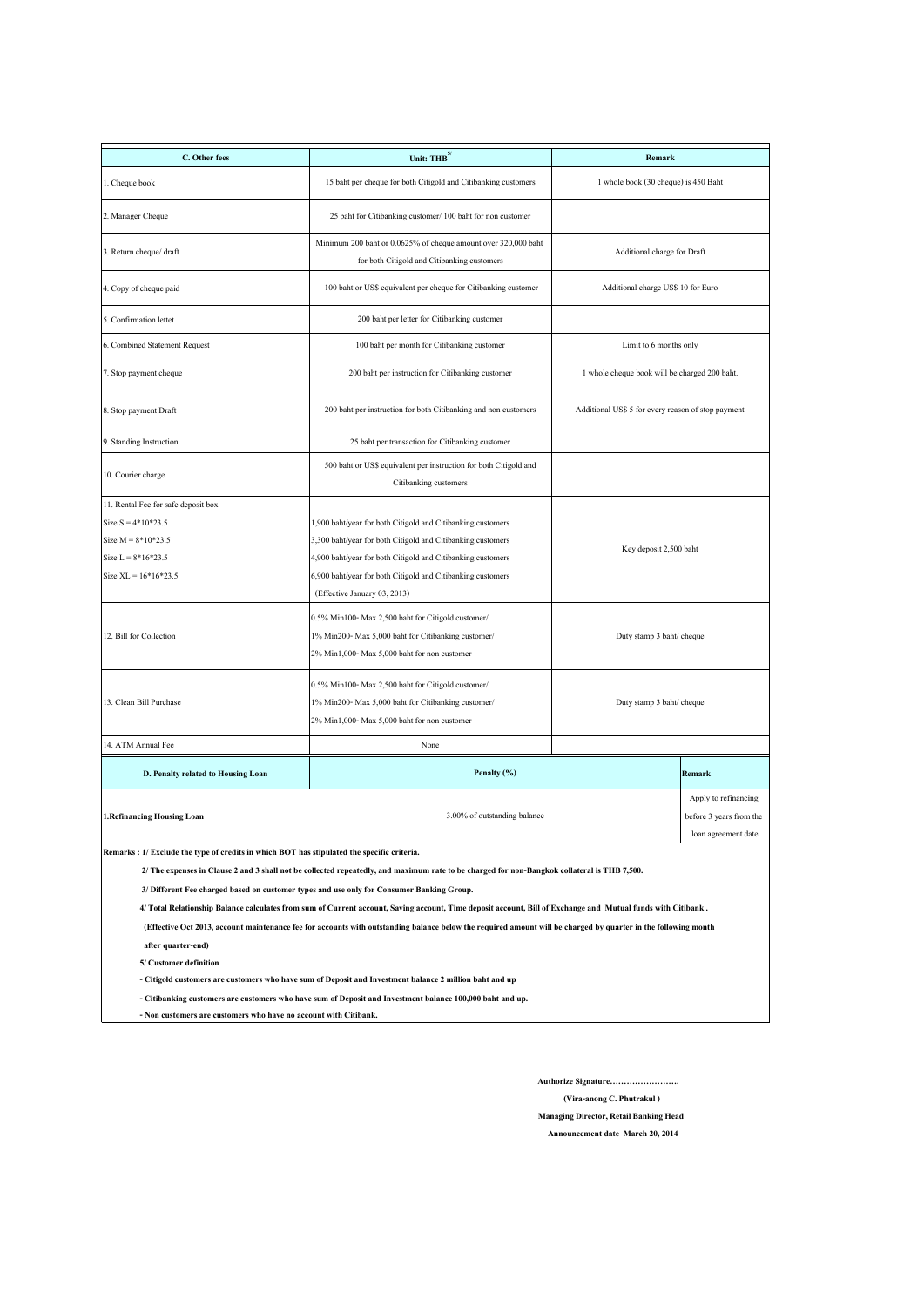| C. Other fees | Unit: THB[5/] | Remark |
|---|---|---|
| 1. Cheque book | 15 baht per cheque for both Citigold and Citibanking customers | 1 whole book (30 cheque) is 450 Baht |
| 2. Manager Cheque | 25 baht for Citibanking customer/ 100 baht for non customer | |
| 3. Return cheque/ draft | Minimum 200 baht or 0.0625% of cheque amount over 320,000 baht for both Citigold and Citibanking customers | Additional charge for Draft |
| 4. Copy of cheque paid | 100 baht or US$ equivalent per cheque for Citibanking customer | Additional charge US$ 10 for Euro |
| 5. Confirmation lettet | 200 baht per letter for Citibanking customer | |
| 6. Combined Statement Request | 100 baht per month for Citibanking customer | Limit to 6 months only |
| 7. Stop payment cheque | 200 baht per instruction for Citibanking customer | 1 whole cheque book will be charged 200 baht. |
| 8. Stop payment Draft | 200 baht per instruction for both Citibanking and non customers | Additional US$ 5 for every reason of stop payment |
| 9. Standing Instruction | 25 baht per transaction for Citibanking customer | |
| 10. Courier charge | 500 baht or US$ equivalent per instruction for both Citigold and Citibanking customers | |
| 11. Rental Fee for safe deposit box<br>Size S = 4*10*23.5<br>Size M = 8*10*23.5<br>Size L = 8*16*23.5<br>Size XL = 16*16*23.5 | <br>1,900 baht/year for both Citigold and Citibanking customers<br>3,300 baht/year for both Citigold and Citibanking customers<br>4,900 baht/year for both Citigold and Citibanking customers<br>6,900 baht/year for both Citigold and Citibanking customers<br>(Effective January 03, 2013) | Key deposit 2,500 baht |
| 12. Bill for Collection | 0.5% Min100- Max 2,500 baht for Citigold customer/<br>1% Min200- Max 5,000 baht for Citibanking customer/<br>2% Min1,000- Max 5,000 baht for non customer | Duty stamp 3 baht/ cheque |
| 13. Clean Bill Purchase | 0.5% Min100- Max 2,500 baht for Citigold customer/<br>1% Min200- Max 5,000 baht for Citibanking customer/<br>2% Min1,000- Max 5,000 baht for non customer | Duty stamp 3 baht/ cheque |
| 14. ATM Annual Fee | None | |

| D. Penalty related to Housing Loan | Penalty (%) | Remark |
|---|---|---|
| **1.Refinancing Housing Loan** | 3.00% of outstanding balance | Apply to refinancing before 3 years from the loan agreement date |

**Remarks : 1/ Exclude the type of credits in which BOT has stipulated the specific criteria.**

**2/ The expenses in Clause 2 and 3 shall not be collected repeatedly, and maximum rate to be charged for non-Bangkok collateral is THB 7,500.**

**3/ Different Fee charged based on customer types and use only for Consumer Banking Group.**

**4/ Total Relationship Balance calculates from sum of Current account, Saving account, Time deposit account, Bill of Exchange and Mutual funds with Citibank .**

**(Effective Oct 2013, account maintenance fee for accounts with outstanding balance below the required amount will be charged by quarter in the following month after quarter-end)**

**5/ Customer definition**

**- Citigold customers are customers who have sum of Deposit and Investment balance 2 million baht and up**

**- Citibanking customers are customers who have sum of Deposit and Investment balance 100,000 baht and up.**

**- Non customers are customers who have no account with Citibank.**

**Authorize Signature……………………..**

**(Vira-anong C. Phutrakul )**

**Managing Director, Retail Banking Head**

**Announcement date March 20, 2014**